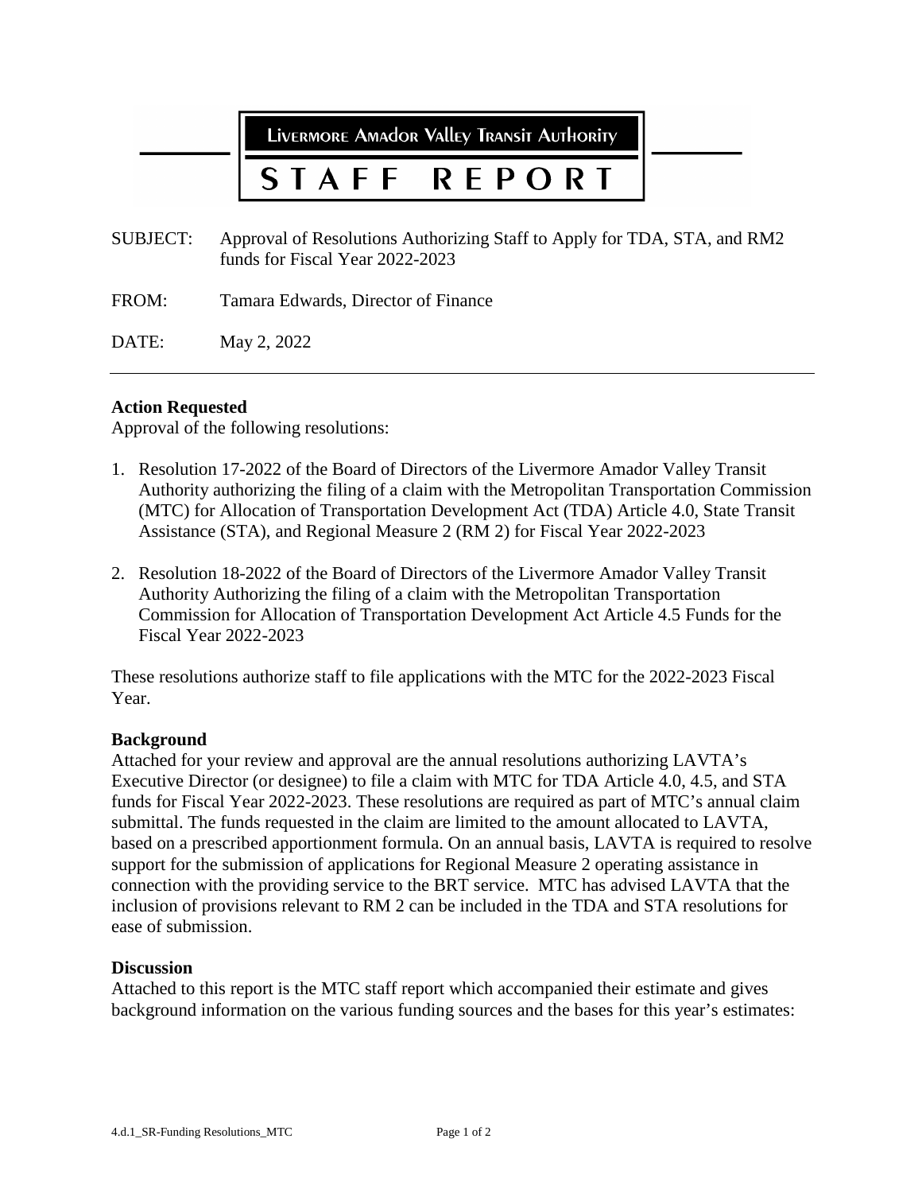# Livermore Amador Valley Transit Authority

# STAFF REPORT

SUBJECT: Approval of Resolutions Authorizing Staff to Apply for TDA, STA, and RM2 funds for Fiscal Year 2022-2023

FROM: Tamara Edwards, Director of Finance

DATE: May 2, 2022

---

**Action Requested**
Approval of the following resolutions:

1. Resolution 17-2022 of the Board of Directors of the Livermore Amador Valley Transit Authority authorizing the filing of a claim with the Metropolitan Transportation Commission (MTC) for Allocation of Transportation Development Act (TDA) Article 4.0, State Transit Assistance (STA), and Regional Measure 2 (RM 2) for Fiscal Year 2022-2023

2. Resolution 18-2022 of the Board of Directors of the Livermore Amador Valley Transit Authority Authorizing the filing of a claim with the Metropolitan Transportation Commission for Allocation of Transportation Development Act Article 4.5 Funds for the Fiscal Year 2022-2023

These resolutions authorize staff to file applications with the MTC for the 2022-2023 Fiscal Year.

**Background**
Attached for your review and approval are the annual resolutions authorizing LAVTA's Executive Director (or designee) to file a claim with MTC for TDA Article 4.0, 4.5, and STA funds for Fiscal Year 2022-2023. These resolutions are required as part of MTC's annual claim submittal. The funds requested in the claim are limited to the amount allocated to LAVTA, based on a prescribed apportionment formula. On an annual basis, LAVTA is required to resolve support for the submission of applications for Regional Measure 2 operating assistance in connection with the providing service to the BRT service. MTC has advised LAVTA that the inclusion of provisions relevant to RM 2 can be included in the TDA and STA resolutions for ease of submission.

**Discussion**
Attached to this report is the MTC staff report which accompanied their estimate and gives background information on the various funding sources and the bases for this year's estimates: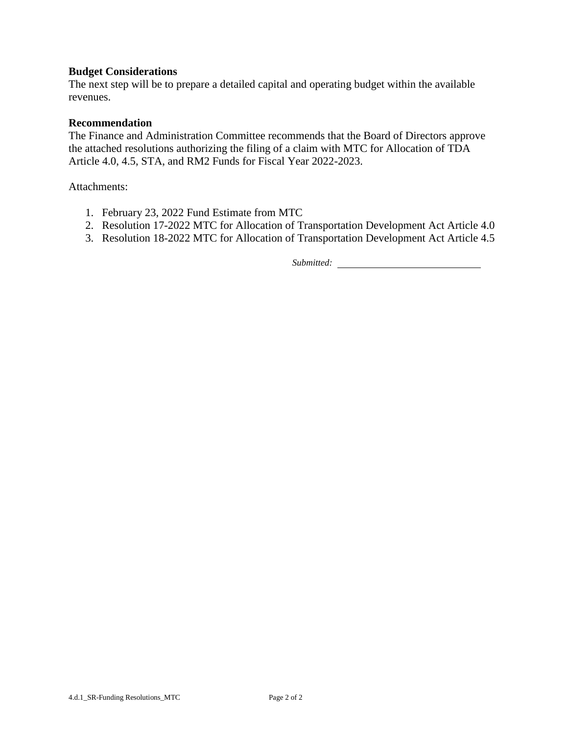**Budget Considerations**

The next step will be to prepare a detailed capital and operating budget within the available revenues.

**Recommendation**

The Finance and Administration Committee recommends that the Board of Directors approve the attached resolutions authorizing the filing of a claim with MTC for Allocation of TDA Article 4.0, 4.5, STA, and RM2 Funds for Fiscal Year 2022-2023.

Attachments:

1. February 23, 2022 Fund Estimate from MTC
2. Resolution 17-2022 MTC for Allocation of Transportation Development Act Article 4.0
3. Resolution 18-2022 MTC for Allocation of Transportation Development Act Article 4.5

*Submitted:* ____________________________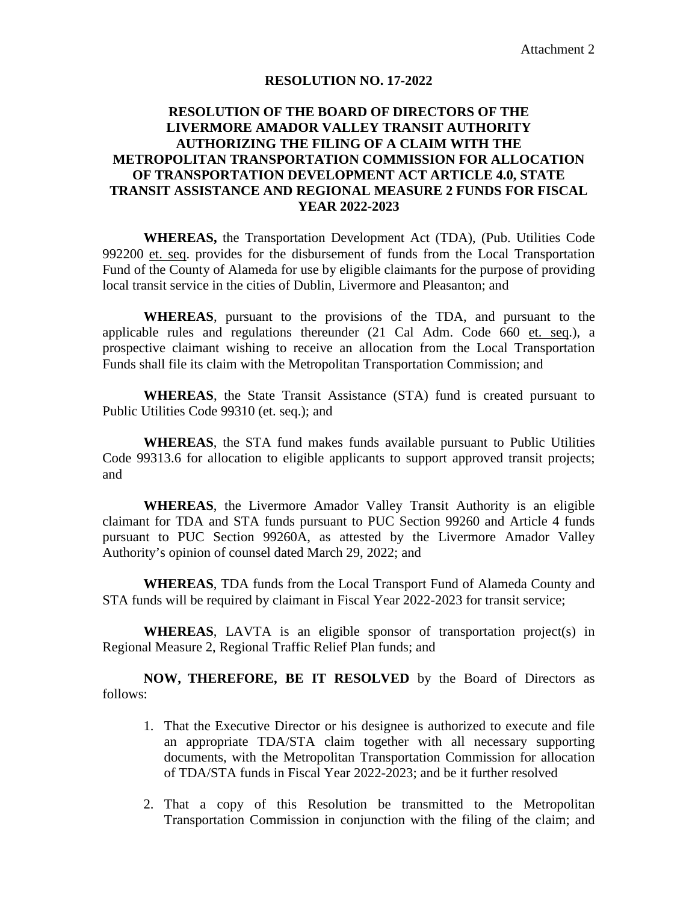Attachment 2

**RESOLUTION NO. 17-2022**

**RESOLUTION OF THE BOARD OF DIRECTORS OF THE LIVERMORE AMADOR VALLEY TRANSIT AUTHORITY AUTHORIZING THE FILING OF A CLAIM WITH THE METROPOLITAN TRANSPORTATION COMMISSION FOR ALLOCATION OF TRANSPORTATION DEVELOPMENT ACT ARTICLE 4.0, STATE TRANSIT ASSISTANCE AND REGIONAL MEASURE 2 FUNDS FOR FISCAL YEAR 2022-2023**

**WHEREAS,** the Transportation Development Act (TDA), (Pub. Utilities Code 992200 et. seq. provides for the disbursement of funds from the Local Transportation Fund of the County of Alameda for use by eligible claimants for the purpose of providing local transit service in the cities of Dublin, Livermore and Pleasanton; and

**WHEREAS**, pursuant to the provisions of the TDA, and pursuant to the applicable rules and regulations thereunder (21 Cal Adm. Code 660 et. seq.), a prospective claimant wishing to receive an allocation from the Local Transportation Funds shall file its claim with the Metropolitan Transportation Commission; and

**WHEREAS**, the State Transit Assistance (STA) fund is created pursuant to Public Utilities Code 99310 (et. seq.); and

**WHEREAS**, the STA fund makes funds available pursuant to Public Utilities Code 99313.6 for allocation to eligible applicants to support approved transit projects; and

**WHEREAS**, the Livermore Amador Valley Transit Authority is an eligible claimant for TDA and STA funds pursuant to PUC Section 99260 and Article 4 funds pursuant to PUC Section 99260A, as attested by the Livermore Amador Valley Authority's opinion of counsel dated March 29, 2022; and

**WHEREAS**, TDA funds from the Local Transport Fund of Alameda County and STA funds will be required by claimant in Fiscal Year 2022-2023 for transit service;

**WHEREAS**, LAVTA is an eligible sponsor of transportation project(s) in Regional Measure 2, Regional Traffic Relief Plan funds; and

**NOW, THEREFORE, BE IT RESOLVED** by the Board of Directors as follows:

1. That the Executive Director or his designee is authorized to execute and file an appropriate TDA/STA claim together with all necessary supporting documents, with the Metropolitan Transportation Commission for allocation of TDA/STA funds in Fiscal Year 2022-2023; and be it further resolved

2. That a copy of this Resolution be transmitted to the Metropolitan Transportation Commission in conjunction with the filing of the claim; and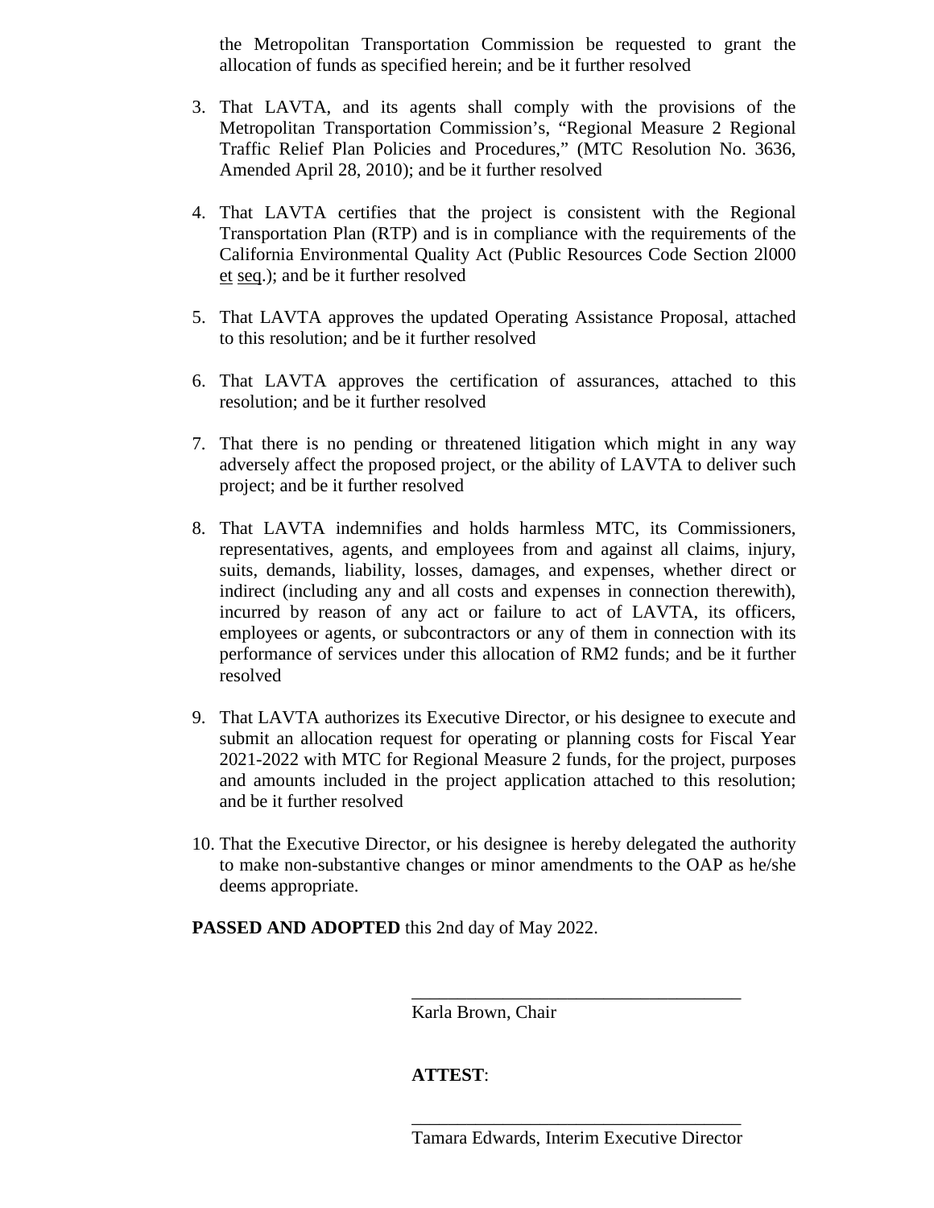the Metropolitan Transportation Commission be requested to grant the allocation of funds as specified herein; and be it further resolved

3. That LAVTA, and its agents shall comply with the provisions of the Metropolitan Transportation Commission's, "Regional Measure 2 Regional Traffic Relief Plan Policies and Procedures," (MTC Resolution No. 3636, Amended April 28, 2010); and be it further resolved

4. That LAVTA certifies that the project is consistent with the Regional Transportation Plan (RTP) and is in compliance with the requirements of the California Environmental Quality Act (Public Resources Code Section 2l000 et seq.); and be it further resolved

5. That LAVTA approves the updated Operating Assistance Proposal, attached to this resolution; and be it further resolved

6. That LAVTA approves the certification of assurances, attached to this resolution; and be it further resolved

7. That there is no pending or threatened litigation which might in any way adversely affect the proposed project, or the ability of LAVTA to deliver such project; and be it further resolved

8. That LAVTA indemnifies and holds harmless MTC, its Commissioners, representatives, agents, and employees from and against all claims, injury, suits, demands, liability, losses, damages, and expenses, whether direct or indirect (including any and all costs and expenses in connection therewith), incurred by reason of any act or failure to act of LAVTA, its officers, employees or agents, or subcontractors or any of them in connection with its performance of services under this allocation of RM2 funds; and be it further resolved

9. That LAVTA authorizes its Executive Director, or his designee to execute and submit an allocation request for operating or planning costs for Fiscal Year 2021-2022 with MTC for Regional Measure 2 funds, for the project, purposes and amounts included in the project application attached to this resolution; and be it further resolved

10. That the Executive Director, or his designee is hereby delegated the authority to make non-substantive changes or minor amendments to the OAP as he/she deems appropriate.

**PASSED AND ADOPTED** this 2nd day of May 2022.

\_\_\_\_\_\_\_\_\_\_\_\_\_\_\_\_\_\_\_\_\_\_\_\_\_\_\_\_\_\_\_\_\_\_\_\_
Karla Brown, Chair

**ATTEST**:

\_\_\_\_\_\_\_\_\_\_\_\_\_\_\_\_\_\_\_\_\_\_\_\_\_\_\_\_\_\_\_\_\_\_\_\_
Tamara Edwards, Interim Executive Director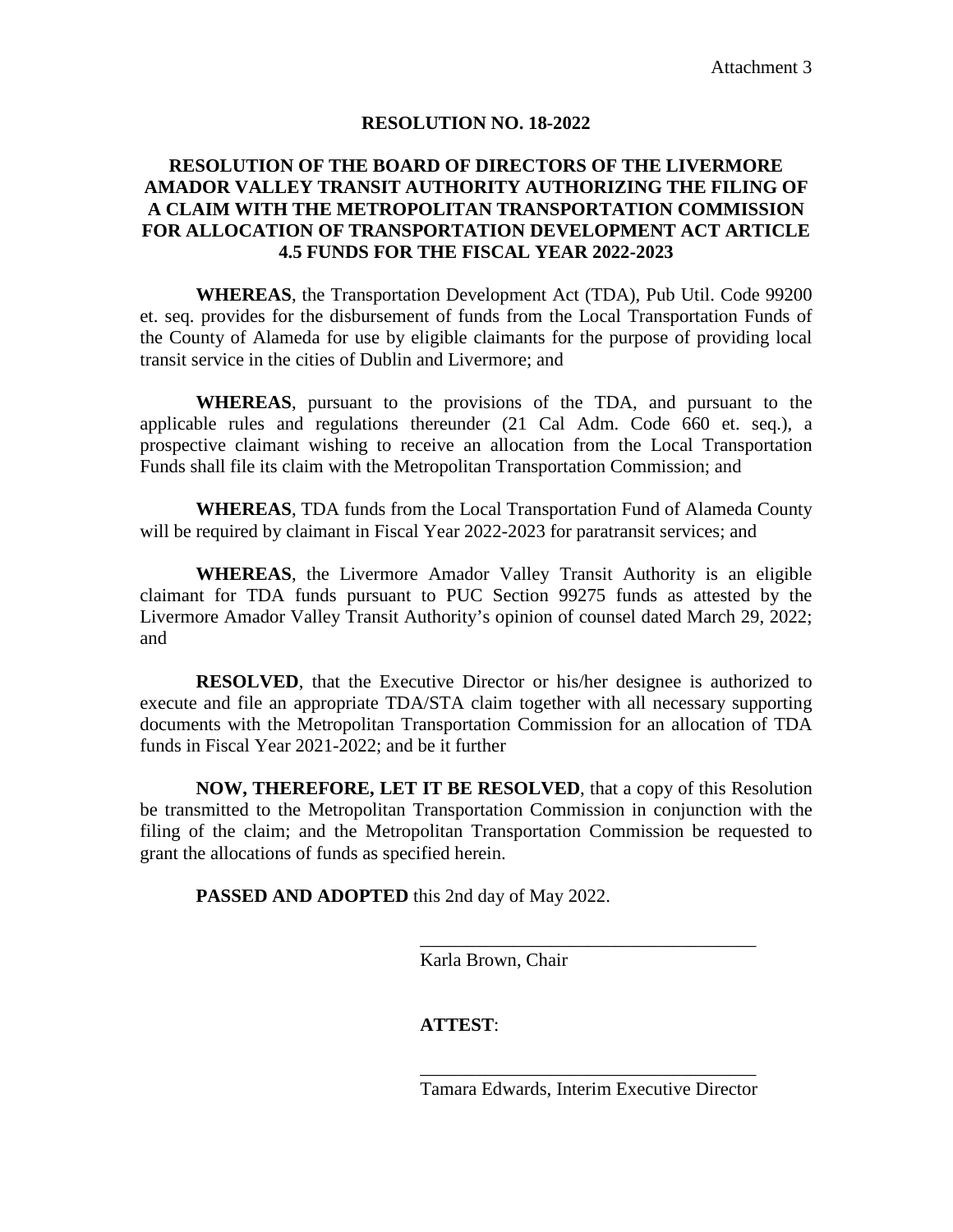Attachment 3

**RESOLUTION NO. 18-2022**

**RESOLUTION OF THE BOARD OF DIRECTORS OF THE LIVERMORE AMADOR VALLEY TRANSIT AUTHORITY AUTHORIZING THE FILING OF A CLAIM WITH THE METROPOLITAN TRANSPORTATION COMMISSION FOR ALLOCATION OF TRANSPORTATION DEVELOPMENT ACT ARTICLE 4.5 FUNDS FOR THE FISCAL YEAR 2022-2023**

**WHEREAS**, the Transportation Development Act (TDA), Pub Util. Code 99200 et. seq. provides for the disbursement of funds from the Local Transportation Funds of the County of Alameda for use by eligible claimants for the purpose of providing local transit service in the cities of Dublin and Livermore; and

**WHEREAS**, pursuant to the provisions of the TDA, and pursuant to the applicable rules and regulations thereunder (21 Cal Adm. Code 660 et. seq.), a prospective claimant wishing to receive an allocation from the Local Transportation Funds shall file its claim with the Metropolitan Transportation Commission; and

**WHEREAS**, TDA funds from the Local Transportation Fund of Alameda County will be required by claimant in Fiscal Year 2022-2023 for paratransit services; and

**WHEREAS**, the Livermore Amador Valley Transit Authority is an eligible claimant for TDA funds pursuant to PUC Section 99275 funds as attested by the Livermore Amador Valley Transit Authority's opinion of counsel dated March 29, 2022; and

**RESOLVED**, that the Executive Director or his/her designee is authorized to execute and file an appropriate TDA/STA claim together with all necessary supporting documents with the Metropolitan Transportation Commission for an allocation of TDA funds in Fiscal Year 2021-2022; and be it further

**NOW, THEREFORE, LET IT BE RESOLVED**, that a copy of this Resolution be transmitted to the Metropolitan Transportation Commission in conjunction with the filing of the claim; and the Metropolitan Transportation Commission be requested to grant the allocations of funds as specified herein.

**PASSED AND ADOPTED** this 2nd day of May 2022.

\_\_\_\_\_\_\_\_\_\_\_\_\_\_\_\_\_\_\_\_\_\_\_\_\_\_\_\_\_\_\_\_\_\_\_\_

Karla Brown, Chair

**ATTEST**:

\_\_\_\_\_\_\_\_\_\_\_\_\_\_\_\_\_\_\_\_\_\_\_\_\_\_\_\_\_\_\_\_\_\_\_\_

Tamara Edwards, Interim Executive Director